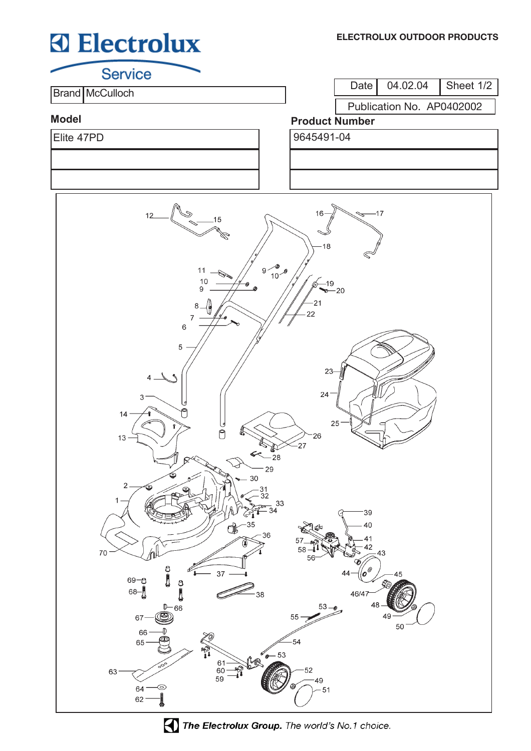# Electrolux Service

**ELECTROLUX OUTDOOR PRODUCTS**

| Brand | McCulloch |
|---|---|

| Date | 04.02.04 | Sheet 1/2 |
|---|---|---|

Publication No. AP0402002

| Model | Product Number |
|---|---|
| Elite 47PD | 9645491-04 |
| | |
| | |

*The Electrolux Group.* The world's No.1 choice.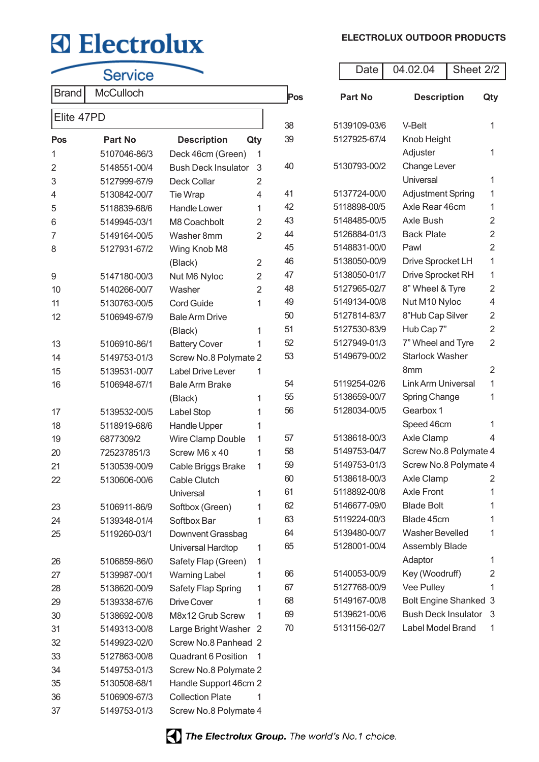# Electrolux

Service

**ELECTROLUX OUTDOOR PRODUCTS**

| Date | 04.02.04 | Sheet 2/2 |
|---|---|---|

| Brand | McCulloch |
|---|---|

Elite 47PD

| Pos | Part No | Description | Qty |
|---|---|---|---|
| 1 | 5107046-86/3 | Deck 46cm (Green) | 1 |
| 2 | 5148551-00/4 | Bush Deck Insulator | 3 |
| 3 | 5127999-67/9 | Deck Collar | 2 |
| 4 | 5130842-00/7 | Tie Wrap | 4 |
| 5 | 5118839-68/6 | Handle Lower | 1 |
| 6 | 5149945-03/1 | M8 Coachbolt | 2 |
| 7 | 5149164-00/5 | Washer 8mm | 2 |
| 8 | 5127931-67/2 | Wing Knob M8 (Black) | 2 |
| 9 | 5147180-00/3 | Nut M6 Nyloc | 2 |
| 10 | 5140266-00/7 | Washer | 2 |
| 11 | 5130763-00/5 | Cord Guide | 1 |
| 12 | 5106949-67/9 | Bale Arm Drive (Black) | 1 |
| 13 | 5106910-86/1 | Battery Cover | 1 |
| 14 | 5149753-01/3 | Screw No.8 Polymate | 2 |
| 15 | 5139531-00/7 | Label Drive Lever | 1 |
| 16 | 5106948-67/1 | Bale Arm Brake (Black) | 1 |
| 17 | 5139532-00/5 | Label Stop | 1 |
| 18 | 5118919-68/6 | Handle Upper | 1 |
| 19 | 6877309/2 | Wire Clamp Double | 1 |
| 20 | 725237851/3 | Screw M6 x 40 | 1 |
| 21 | 5130539-00/9 | Cable Briggs Brake | 1 |
| 22 | 5130606-00/6 | Cable Clutch Universal | 1 |
| 23 | 5106911-86/9 | Softbox (Green) | 1 |
| 24 | 5139348-01/4 | Softbox Bar | 1 |
| 25 | 5119260-03/1 | Downvent Grassbag Universal Hardtop | 1 |
| 26 | 5106859-86/0 | Safety Flap (Green) | 1 |
| 27 | 5139987-00/1 | Warning Label | 1 |
| 28 | 5138620-00/9 | Safety Flap Spring | 1 |
| 29 | 5139338-67/6 | Drive Cover | 1 |
| 30 | 5138692-00/8 | M8x12 Grub Screw | 1 |
| 31 | 5149313-00/8 | Large Bright Washer | 2 |
| 32 | 5149923-02/0 | Screw No.8 Panhead | 2 |
| 33 | 5127863-00/8 | Quadrant 6 Position | 1 |
| 34 | 5149753-01/3 | Screw No.8 Polymate | 2 |
| 35 | 5130508-68/1 | Handle Support 46cm | 2 |
| 36 | 5106909-67/3 | Collection Plate | 1 |
| 37 | 5149753-01/3 | Screw No.8 Polymate | 4 |
| 38 | 5139109-03/6 | V-Belt | 1 |
| 39 | 5127925-67/4 | Knob Height Adjuster | 1 |
| 40 | 5130793-00/2 | Change Lever Universal | 1 |
| 41 | 5137724-00/0 | Adjustment Spring | 1 |
| 42 | 5118898-00/5 | Axle Rear 46cm | 1 |
| 43 | 5148485-00/5 | Axle Bush | 2 |
| 44 | 5126884-01/3 | Back Plate | 2 |
| 45 | 5148831-00/0 | Pawl | 2 |
| 46 | 5138050-00/9 | Drive Sprocket LH | 1 |
| 47 | 5138050-01/7 | Drive Sprocket RH | 1 |
| 48 | 5127965-02/7 | 8" Wheel & Tyre | 2 |
| 49 | 5149134-00/8 | Nut M10 Nyloc | 4 |
| 50 | 5127814-83/7 | 8"Hub Cap Silver | 2 |
| 51 | 5127530-83/9 | Hub Cap 7" | 2 |
| 52 | 5127949-01/3 | 7" Wheel and Tyre | 2 |
| 53 | 5149679-00/2 | Starlock Washer 8mm | 2 |
| 54 | 5119254-02/6 | Link Arm Universal | 1 |
| 55 | 5138659-00/7 | Spring Change | 1 |
| 56 | 5128034-00/5 | Gearbox 1 Speed 46cm | 1 |
| 57 | 5138618-00/3 | Axle Clamp | 4 |
| 58 | 5149753-04/7 | Screw No.8 Polymate | 4 |
| 59 | 5149753-01/3 | Screw No.8 Polymate | 4 |
| 60 | 5138618-00/3 | Axle Clamp | 2 |
| 61 | 5118892-00/8 | Axle Front | 1 |
| 62 | 5146677-09/0 | Blade Bolt | 1 |
| 63 | 5119224-00/3 | Blade 45cm | 1 |
| 64 | 5139480-00/7 | Washer Bevelled | 1 |
| 65 | 5128001-00/4 | Assembly Blade Adaptor | 1 |
| 66 | 5140053-00/9 | Key (Woodruff) | 2 |
| 67 | 5127768-00/9 | Vee Pulley | 1 |
| 68 | 5149167-00/8 | Bolt Engine Shanked | 3 |
| 69 | 5139621-00/6 | Bush Deck Insulator | 3 |
| 70 | 5131156-02/7 | Label Model Brand | 1 |

***The Electrolux Group.*** *The world's No.1 choice.*